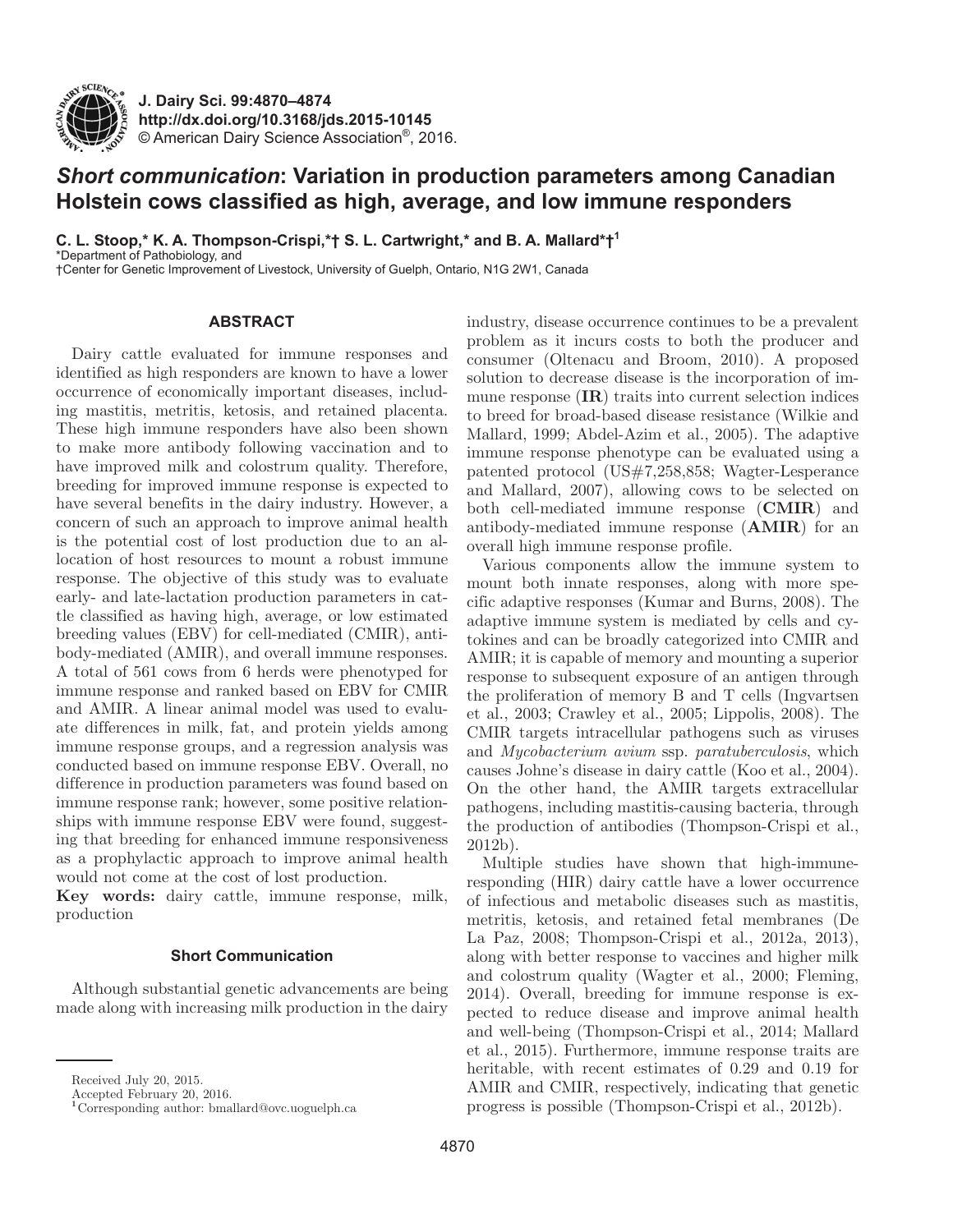J. Dairy Sci. 99:4870–4874
http://dx.doi.org/10.3168/jds.2015-10145
© American Dairy Science Association®, 2016.

# *Short communication*: Variation in production parameters among Canadian Holstein cows classified as high, average, and low immune responders

**C. L. Stoop,\* K. A. Thompson-Crispi,\*† S. L. Cartwright,\* and B. A. Mallard\*†[1]**

\*Department of Pathobiology, and
†Center for Genetic Improvement of Livestock, University of Guelph, Ontario, N1G 2W1, Canada

## ABSTRACT

Dairy cattle evaluated for immune responses and identified as high responders are known to have a lower occurrence of economically important diseases, including mastitis, metritis, ketosis, and retained placenta. These high immune responders have also been shown to make more antibody following vaccination and to have improved milk and colostrum quality. Therefore, breeding for improved immune response is expected to have several benefits in the dairy industry. However, a concern of such an approach to improve animal health is the potential cost of lost production due to an allocation of host resources to mount a robust immune response. The objective of this study was to evaluate early- and late-lactation production parameters in cattle classified as having high, average, or low estimated breeding values (EBV) for cell-mediated (CMIR), antibody-mediated (AMIR), and overall immune responses. A total of 561 cows from 6 herds were phenotyped for immune response and ranked based on EBV for CMIR and AMIR. A linear animal model was used to evaluate differences in milk, fat, and protein yields among immune response groups, and a regression analysis was conducted based on immune response EBV. Overall, no difference in production parameters was found based on immune response rank; however, some positive relationships with immune response EBV were found, suggesting that breeding for enhanced immune responsiveness as a prophylactic approach to improve animal health would not come at the cost of lost production.

**Key words:** dairy cattle, immune response, milk, production

## Short Communication

Although substantial genetic advancements are being made along with increasing milk production in the dairy industry, disease occurrence continues to be a prevalent problem as it incurs costs to both the producer and consumer (Oltenacu and Broom, 2010). A proposed solution to decrease disease is the incorporation of immune response (**IR**) traits into current selection indices to breed for broad-based disease resistance (Wilkie and Mallard, 1999; Abdel-Azim et al., 2005). The adaptive immune response phenotype can be evaluated using a patented protocol (US#7,258,858; Wagter-Lesperance and Mallard, 2007), allowing cows to be selected on both cell-mediated immune response (**CMIR**) and antibody-mediated immune response (**AMIR**) for an overall high immune response profile.

Various components allow the immune system to mount both innate responses, along with more specific adaptive responses (Kumar and Burns, 2008). The adaptive immune system is mediated by cells and cytokines and can be broadly categorized into CMIR and AMIR; it is capable of memory and mounting a superior response to subsequent exposure of an antigen through the proliferation of memory B and T cells (Ingvartsen et al., 2003; Crawley et al., 2005; Lippolis, 2008). The CMIR targets intracellular pathogens such as viruses and *Mycobacterium avium* ssp. *paratuberculosis*, which causes Johne's disease in dairy cattle (Koo et al., 2004). On the other hand, the AMIR targets extracellular pathogens, including mastitis-causing bacteria, through the production of antibodies (Thompson-Crispi et al., 2012b).

Multiple studies have shown that high-immune-responding (HIR) dairy cattle have a lower occurrence of infectious and metabolic diseases such as mastitis, metritis, ketosis, and retained fetal membranes (De La Paz, 2008; Thompson-Crispi et al., 2012a, 2013), along with better response to vaccines and higher milk and colostrum quality (Wagter et al., 2000; Fleming, 2014). Overall, breeding for immune response is expected to reduce disease and improve animal health and well-being (Thompson-Crispi et al., 2014; Mallard et al., 2015). Furthermore, immune response traits are heritable, with recent estimates of 0.29 and 0.19 for AMIR and CMIR, respectively, indicating that genetic progress is possible (Thompson-Crispi et al., 2012b).

Received July 20, 2015.
Accepted February 20, 2016.
[1]Corresponding author: bmallard@ovc.uoguelph.ca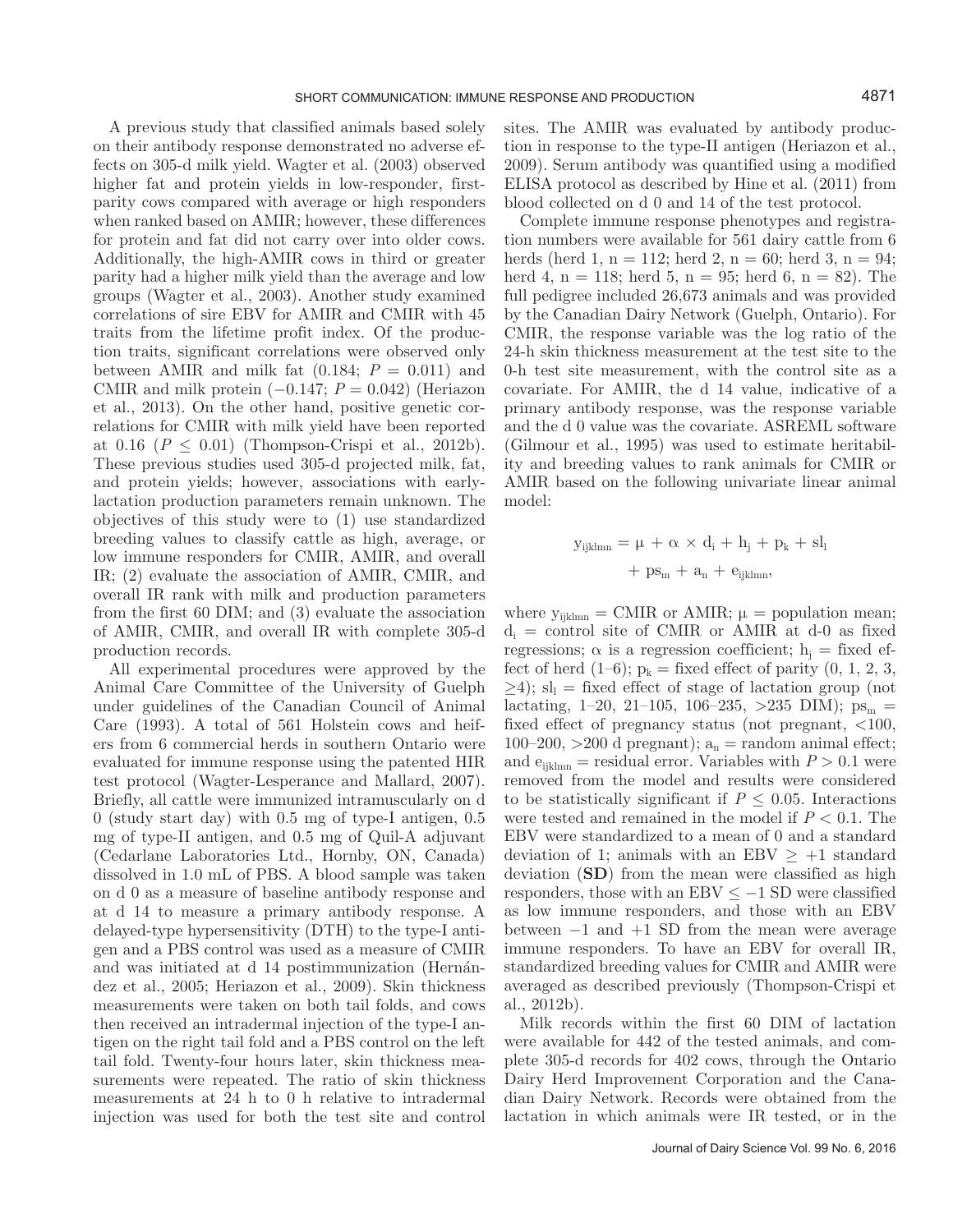A previous study that classified animals based solely on their antibody response demonstrated no adverse effects on 305-d milk yield. Wagter et al. (2003) observed higher fat and protein yields in low-responder, first-parity cows compared with average or high responders when ranked based on AMIR; however, these differences for protein and fat did not carry over into older cows. Additionally, the high-AMIR cows in third or greater parity had a higher milk yield than the average and low groups (Wagter et al., 2003). Another study examined correlations of sire EBV for AMIR and CMIR with 45 traits from the lifetime profit index. Of the production traits, significant correlations were observed only between AMIR and milk fat (0.184; $P = 0.011$) and CMIR and milk protein (−0.147; $P = 0.042$) (Heriazon et al., 2013). On the other hand, positive genetic correlations for CMIR with milk yield have been reported at 0.16 ($P \leq 0.01$) (Thompson-Crispi et al., 2012b). These previous studies used 305-d projected milk, fat, and protein yields; however, associations with early-lactation production parameters remain unknown. The objectives of this study were to (1) use standardized breeding values to classify cattle as high, average, or low immune responders for CMIR, AMIR, and overall IR; (2) evaluate the association of AMIR, CMIR, and overall IR rank with milk and production parameters from the first 60 DIM; and (3) evaluate the association of AMIR, CMIR, and overall IR with complete 305-d production records.

All experimental procedures were approved by the Animal Care Committee of the University of Guelph under guidelines of the Canadian Council of Animal Care (1993). A total of 561 Holstein cows and heifers from 6 commercial herds in southern Ontario were evaluated for immune response using the patented HIR test protocol (Wagter-Lesperance and Mallard, 2007). Briefly, all cattle were immunized intramuscularly on d 0 (study start day) with 0.5 mg of type-I antigen, 0.5 mg of type-II antigen, and 0.5 mg of Quil-A adjuvant (Cedarlane Laboratories Ltd., Hornby, ON, Canada) dissolved in 1.0 mL of PBS. A blood sample was taken on d 0 as a measure of baseline antibody response and at d 14 to measure a primary antibody response. A delayed-type hypersensitivity (DTH) to the type-I antigen and a PBS control was used as a measure of CMIR and was initiated at d 14 postimmunization (Hernández et al., 2005; Heriazon et al., 2009). Skin thickness measurements were taken on both tail folds, and cows then received an intradermal injection of the type-I antigen on the right tail fold and a PBS control on the left tail fold. Twenty-four hours later, skin thickness measurements were repeated. The ratio of skin thickness measurements at 24 h to 0 h relative to intradermal injection was used for both the test site and control sites. The AMIR was evaluated by antibody production in response to the type-II antigen (Heriazon et al., 2009). Serum antibody was quantified using a modified ELISA protocol as described by Hine et al. (2011) from blood collected on d 0 and 14 of the test protocol.

Complete immune response phenotypes and registration numbers were available for 561 dairy cattle from 6 herds (herd 1, n = 112; herd 2, n = 60; herd 3, n = 94; herd 4, n = 118; herd 5, n = 95; herd 6, n = 82). The full pedigree included 26,673 animals and was provided by the Canadian Dairy Network (Guelph, Ontario). For CMIR, the response variable was the log ratio of the 24-h skin thickness measurement at the test site to the 0-h test site measurement, with the control site as a covariate. For AMIR, the d 14 value, indicative of a primary antibody response, was the response variable and the d 0 value was the covariate. ASREML software (Gilmour et al., 1995) was used to estimate heritability and breeding values to rank animals for CMIR or AMIR based on the following univariate linear animal model:

$$y_{ijklmn} = \mu + \alpha \times d_i + h_j + p_k + sl_l + ps_m + a_n + e_{ijklmn},$$

where $y_{ijklmn}$ = CMIR or AMIR; $\mu$ = population mean; $d_i$ = control site of CMIR or AMIR at d-0 as fixed regressions; $\alpha$ is a regression coefficient; $h_j$ = fixed effect of herd (1–6); $p_k$ = fixed effect of parity (0, 1, 2, 3, ≥4); $sl_l$ = fixed effect of stage of lactation group (not lactating, 1–20, 21–105, 106–235, >235 DIM); $ps_m$ = fixed effect of pregnancy status (not pregnant, <100, 100–200, >200 d pregnant); $a_n$ = random animal effect; and $e_{ijklmn}$ = residual error. Variables with $P > 0.1$ were removed from the model and results were considered to be statistically significant if $P \leq 0.05$. Interactions were tested and remained in the model if $P < 0.1$. The EBV were standardized to a mean of 0 and a standard deviation of 1; animals with an EBV ≥ +1 standard deviation (**SD**) from the mean were classified as high responders, those with an EBV ≤ −1 SD were classified as low immune responders, and those with an EBV between −1 and +1 SD from the mean were average immune responders. To have an EBV for overall IR, standardized breeding values for CMIR and AMIR were averaged as described previously (Thompson-Crispi et al., 2012b).

Milk records within the first 60 DIM of lactation were available for 442 of the tested animals, and complete 305-d records for 402 cows, through the Ontario Dairy Herd Improvement Corporation and the Canadian Dairy Network. Records were obtained from the lactation in which animals were IR tested, or in the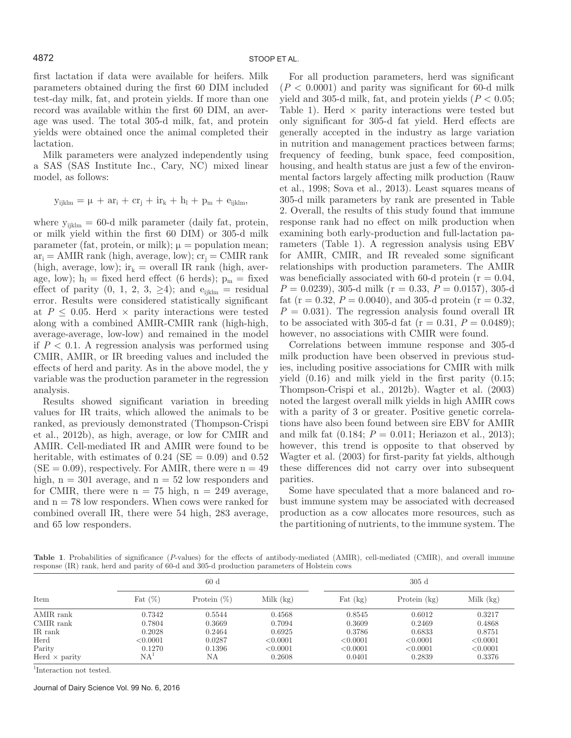first lactation if data were available for heifers. Milk parameters obtained during the first 60 DIM included test-day milk, fat, and protein yields. If more than one record was available within the first 60 DIM, an average was used. The total 305-d milk, fat, and protein yields were obtained once the animal completed their lactation.

Milk parameters were analyzed independently using a SAS (SAS Institute Inc., Cary, NC) mixed linear model, as follows:

$$y_{ijklm} = \mu + ar_i + cr_j + ir_k + h_l + p_m + e_{ijklm},$$

where $y_{ijklm}$ = 60-d milk parameter (daily fat, protein, or milk yield within the first 60 DIM) or 305-d milk parameter (fat, protein, or milk); $\mu$ = population mean; $ar_i$ = AMIR rank (high, average, low); $cr_j$ = CMIR rank (high, average, low); $ir_k$ = overall IR rank (high, average, low); $h_l$ = fixed herd effect (6 herds); $p_m$ = fixed effect of parity (0, 1, 2, 3, ≥4); and $e_{ijklm}$ = residual error. Results were considered statistically significant at $P \leq 0.05$. Herd × parity interactions were tested along with a combined AMIR-CMIR rank (high-high, average-average, low-low) and remained in the model if $P < 0.1$. A regression analysis was performed using CMIR, AMIR, or IR breeding values and included the effects of herd and parity. As in the above model, the y variable was the production parameter in the regression analysis.

Results showed significant variation in breeding values for IR traits, which allowed the animals to be ranked, as previously demonstrated (Thompson-Crispi et al., 2012b), as high, average, or low for CMIR and AMIR. Cell-mediated IR and AMIR were found to be heritable, with estimates of 0.24 (SE = 0.09) and 0.52 (SE = 0.09), respectively. For AMIR, there were n = 49 high, n = 301 average, and n = 52 low responders and for CMIR, there were n = 75 high, n = 249 average, and n = 78 low responders. When cows were ranked for combined overall IR, there were 54 high, 283 average, and 65 low responders.

For all production parameters, herd was significant ($P < 0.0001$) and parity was significant for 60-d milk yield and 305-d milk, fat, and protein yields ($P < 0.05$; Table 1). Herd × parity interactions were tested but only significant for 305-d fat yield. Herd effects are generally accepted in the industry as large variation in nutrition and management practices between farms; frequency of feeding, bunk space, feed composition, housing, and health status are just a few of the environmental factors largely affecting milk production (Rauw et al., 1998; Sova et al., 2013). Least squares means of 305-d milk parameters by rank are presented in Table 2. Overall, the results of this study found that immune response rank had no effect on milk production when examining both early-production and full-lactation parameters (Table 1). A regression analysis using EBV for AMIR, CMIR, and IR revealed some significant relationships with production parameters. The AMIR was beneficially associated with 60-d protein (r = 0.04, $P = 0.0239$), 305-d milk (r = 0.33, $P = 0.0157$), 305-d fat (r = 0.32, $P = 0.0040$), and 305-d protein (r = 0.32, $P = 0.031$). The regression analysis found overall IR to be associated with 305-d fat (r = 0.31, $P = 0.0489$); however, no associations with CMIR were found.

Correlations between immune response and 305-d milk production have been observed in previous studies, including positive associations for CMIR with milk yield (0.16) and milk yield in the first parity (0.15; Thompson-Crispi et al., 2012b). Wagter et al. (2003) noted the largest overall milk yields in high AMIR cows with a parity of 3 or greater. Positive genetic correlations have also been found between sire EBV for AMIR and milk fat (0.184; $P = 0.011$; Heriazon et al., 2013); however, this trend is opposite to that observed by Wagter et al. (2003) for first-parity fat yields, although these differences did not carry over into subsequent parities.

Some have speculated that a more balanced and robust immune system may be associated with decreased production as a cow allocates more resources, such as the partitioning of nutrients, to the immune system. The

**Table 1**. Probabilities of significance (P-values) for the effects of antibody-mediated (AMIR), cell-mediated (CMIR), and overall immune response (IR) rank, herd and parity of 60-d and 305-d production parameters of Holstein cows

| | 60 d | | | 305 d | | |
|---|---|---|---|---|---|---|
| Item | Fat (%) | Protein (%) | Milk (kg) | Fat (kg) | Protein (kg) | Milk (kg) |
| AMIR rank | 0.7342 | 0.5544 | 0.4568 | 0.8545 | 0.6012 | 0.3217 |
| CMIR rank | 0.7804 | 0.3669 | 0.7094 | 0.3609 | 0.2469 | 0.4868 |
| IR rank | 0.2028 | 0.2464 | 0.6925 | 0.3786 | 0.6833 | 0.8751 |
| Herd | <0.0001 | 0.0287 | <0.0001 | <0.0001 | <0.0001 | <0.0001 |
| Parity | 0.1270 | 0.1396 | <0.0001 | <0.0001 | <0.0001 | <0.0001 |
| Herd × parity | NA[1] | NA | 0.2608 | 0.0401 | 0.2839 | 0.3376 |

[1]Interaction not tested.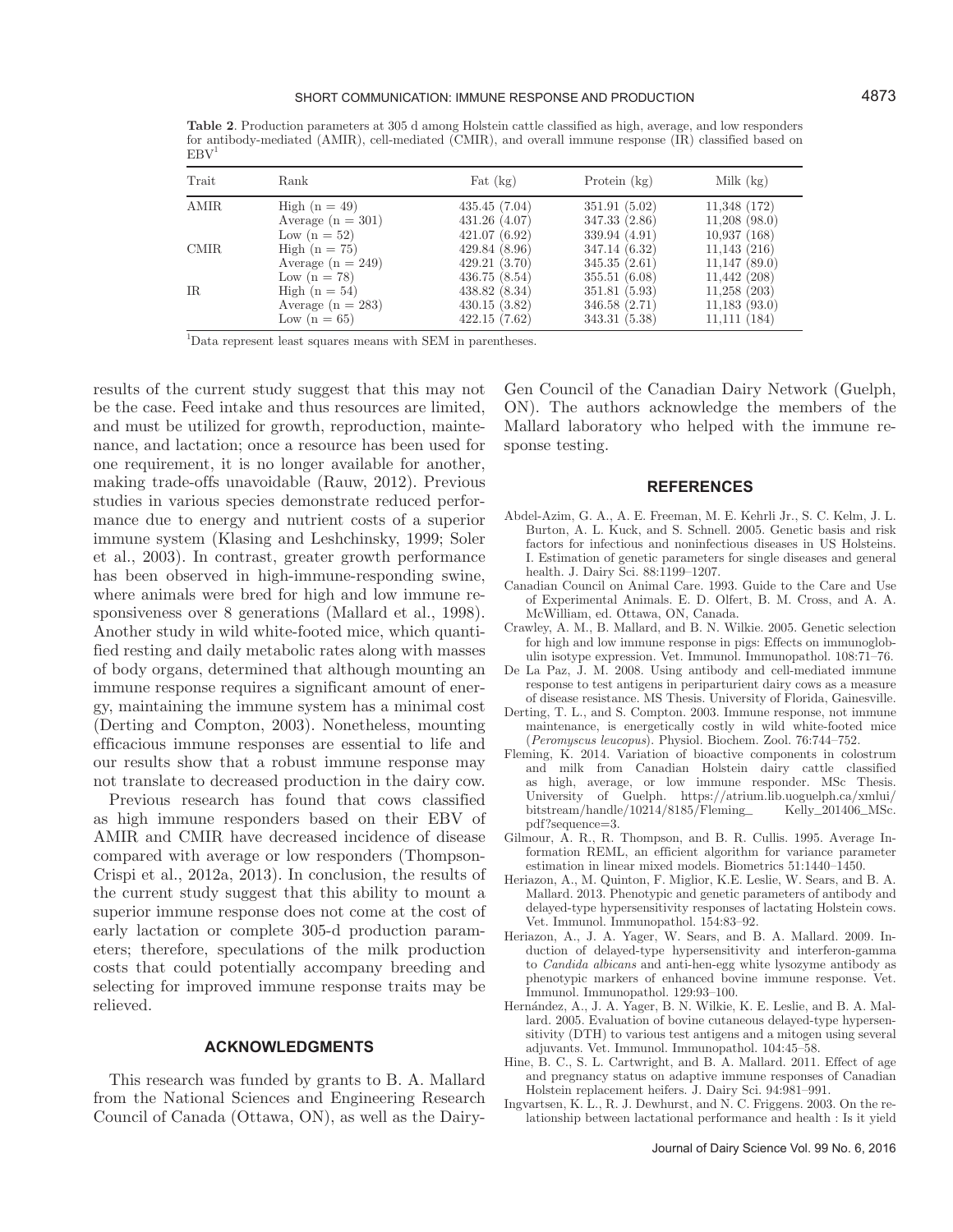**Table 2**. Production parameters at 305 d among Holstein cattle classified as high, average, and low responders for antibody-mediated (AMIR), cell-mediated (CMIR), and overall immune response (IR) classified based on EBV[1]

| Trait | Rank | Fat (kg) | Protein (kg) | Milk (kg) |
|---|---|---|---|---|
| AMIR | High (n = 49) | 435.45 (7.04) | 351.91 (5.02) | 11,348 (172) |
| | Average (n = 301) | 431.26 (4.07) | 347.33 (2.86) | 11,208 (98.0) |
| | Low (n = 52) | 421.07 (6.92) | 339.94 (4.91) | 10,937 (168) |
| CMIR | High (n = 75) | 429.84 (8.96) | 347.14 (6.32) | 11,143 (216) |
| | Average (n = 249) | 429.21 (3.70) | 345.35 (2.61) | 11,147 (89.0) |
| | Low (n = 78) | 436.75 (8.54) | 355.51 (6.08) | 11,442 (208) |
| IR | High (n = 54) | 438.82 (8.34) | 351.81 (5.93) | 11,258 (203) |
| | Average (n = 283) | 430.15 (3.82) | 346.58 (2.71) | 11,183 (93.0) |
| | Low (n = 65) | 422.15 (7.62) | 343.31 (5.38) | 11,111 (184) |

[1]Data represent least squares means with SEM in parentheses.

results of the current study suggest that this may not be the case. Feed intake and thus resources are limited, and must be utilized for growth, reproduction, maintenance, and lactation; once a resource has been used for one requirement, it is no longer available for another, making trade-offs unavoidable (Rauw, 2012). Previous studies in various species demonstrate reduced performance due to energy and nutrient costs of a superior immune system (Klasing and Leshchinsky, 1999; Soler et al., 2003). In contrast, greater growth performance has been observed in high-immune-responding swine, where animals were bred for high and low immune responsiveness over 8 generations (Mallard et al., 1998). Another study in wild white-footed mice, which quantified resting and daily metabolic rates along with masses of body organs, determined that although mounting an immune response requires a significant amount of energy, maintaining the immune system has a minimal cost (Derting and Compton, 2003). Nonetheless, mounting efficacious immune responses are essential to life and our results show that a robust immune response may not translate to decreased production in the dairy cow.

Previous research has found that cows classified as high immune responders based on their EBV of AMIR and CMIR have decreased incidence of disease compared with average or low responders (Thompson-Crispi et al., 2012a, 2013). In conclusion, the results of the current study suggest that this ability to mount a superior immune response does not come at the cost of early lactation or complete 305-d production parameters; therefore, speculations of the milk production costs that could potentially accompany breeding and selecting for improved immune response traits may be relieved.

## ACKNOWLEDGMENTS

This research was funded by grants to B. A. Mallard from the National Sciences and Engineering Research Council of Canada (Ottawa, ON), as well as the DairyGen Council of the Canadian Dairy Network (Guelph, ON). The authors acknowledge the members of the Mallard laboratory who helped with the immune response testing.

## REFERENCES

Abdel-Azim, G. A., A. E. Freeman, M. E. Kehrli Jr., S. C. Kelm, J. L. Burton, A. L. Kuck, and S. Schnell. 2005. Genetic basis and risk factors for infectious and noninfectious diseases in US Holsteins. I. Estimation of genetic parameters for single diseases and general health. J. Dairy Sci. 88:1199–1207.

Canadian Council on Animal Care. 1993. Guide to the Care and Use of Experimental Animals. E. D. Olfert, B. M. Cross, and A. A. McWilliam, ed. Ottawa, ON, Canada.

Crawley, A. M., B. Mallard, and B. N. Wilkie. 2005. Genetic selection for high and low immune response in pigs: Effects on immunoglobulin isotype expression. Vet. Immunol. Immunopathol. 108:71–76.

De La Paz, J. M. 2008. Using antibody and cell-mediated immune response to test antigens in periparturient dairy cows as a measure of disease resistance. MS Thesis. University of Florida, Gainesville.

Derting, T. L., and S. Compton. 2003. Immune response, not immune maintenance, is energetically costly in wild white-footed mice (*Peromyscus leucopus*). Physiol. Biochem. Zool. 76:744–752.

Fleming, K. 2014. Variation of bioactive components in colostrum and milk from Canadian Holstein dairy cattle classified as high, average, or low immune responder. MSc Thesis. University of Guelph. https://atrium.lib.uoguelph.ca/xmlui/bitstream/handle/10214/8185/Fleming_Kelly_201406_MSc.pdf?sequence=3.

Gilmour, A. R., R. Thompson, and B. R. Cullis. 1995. Average Information REML, an efficient algorithm for variance parameter estimation in linear mixed models. Biometrics 51:1440–1450.

Heriazon, A., M. Quinton, F. Miglior, K.E. Leslie, W. Sears, and B. A. Mallard. 2013. Phenotypic and genetic parameters of antibody and delayed-type hypersensitivity responses of lactating Holstein cows. Vet. Immunol. Immunopathol. 154:83–92.

Heriazon, A., J. A. Yager, W. Sears, and B. A. Mallard. 2009. Induction of delayed-type hypersensitivity and interferon-gamma to *Candida albicans* and anti-hen-egg white lysozyme antibody as phenotypic markers of enhanced bovine immune response. Vet. Immunol. Immunopathol. 129:93–100.

Hernández, A., J. A. Yager, B. N. Wilkie, K. E. Leslie, and B. A. Mallard. 2005. Evaluation of bovine cutaneous delayed-type hypersensitivity (DTH) to various test antigens and a mitogen using several adjuvants. Vet. Immunol. Immunopathol. 104:45–58.

Hine, B. C., S. L. Cartwright, and B. A. Mallard. 2011. Effect of age and pregnancy status on adaptive immune responses of Canadian Holstein replacement heifers. J. Dairy Sci. 94:981–991.

Ingvartsen, K. L., R. J. Dewhurst, and N. C. Friggens. 2003. On the relationship between lactational performance and health : Is it yield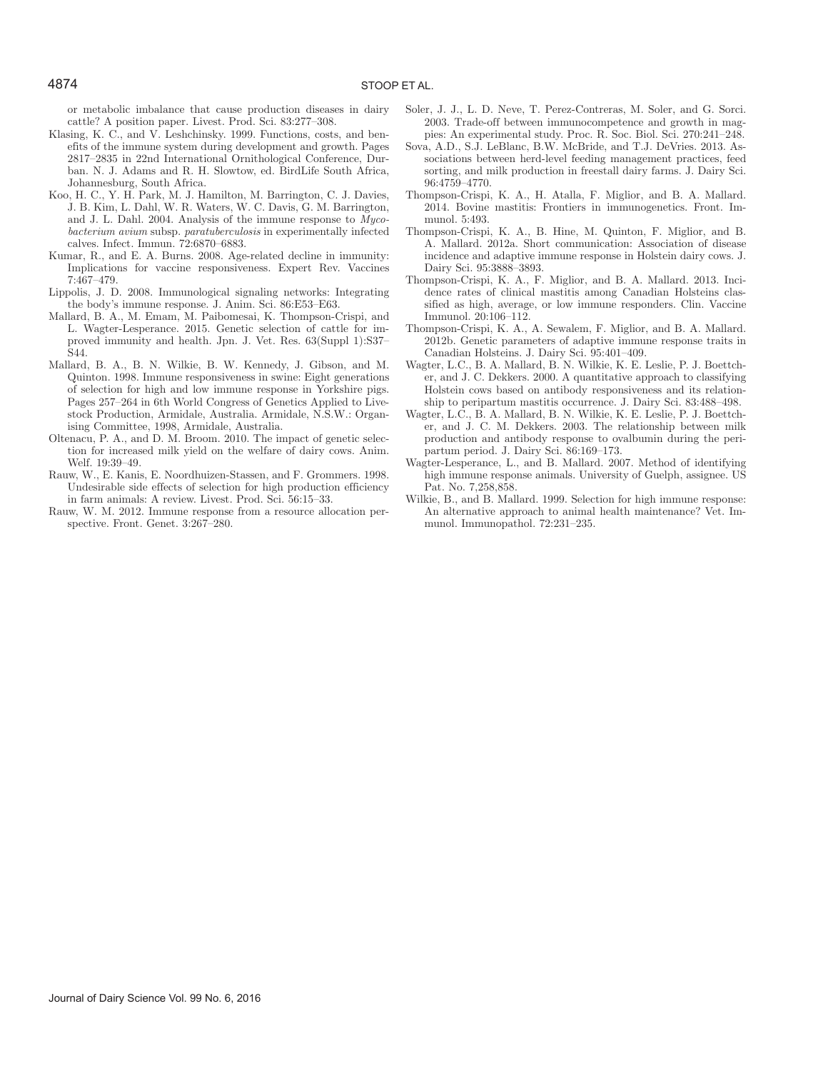or metabolic imbalance that cause production diseases in dairy cattle? A position paper. Livest. Prod. Sci. 83:277–308.

Klasing, K. C., and V. Leshchinsky. 1999. Functions, costs, and benefits of the immune system during development and growth. Pages 2817–2835 in 22nd International Ornithological Conference, Durban. N. J. Adams and R. H. Slowtow, ed. BirdLife South Africa, Johannesburg, South Africa.

Koo, H. C., Y. H. Park, M. J. Hamilton, M. Barrington, C. J. Davies, J. B. Kim, L. Dahl, W. R. Waters, W. C. Davis, G. M. Barrington, and J. L. Dahl. 2004. Analysis of the immune response to *Mycobacterium avium* subsp. *paratuberculosis* in experimentally infected calves. Infect. Immun. 72:6870–6883.

Kumar, R., and E. A. Burns. 2008. Age-related decline in immunity: Implications for vaccine responsiveness. Expert Rev. Vaccines 7:467–479.

Lippolis, J. D. 2008. Immunological signaling networks: Integrating the body's immune response. J. Anim. Sci. 86:E53–E63.

Mallard, B. A., M. Emam, M. Paibomesai, K. Thompson-Crispi, and L. Wagter-Lesperance. 2015. Genetic selection of cattle for improved immunity and health. Jpn. J. Vet. Res. 63(Suppl 1):S37–S44.

Mallard, B. A., B. N. Wilkie, B. W. Kennedy, J. Gibson, and M. Quinton. 1998. Immune responsiveness in swine: Eight generations of selection for high and low immune response in Yorkshire pigs. Pages 257–264 in 6th World Congress of Genetics Applied to Livestock Production, Armidale, Australia. Armidale, N.S.W.: Organising Committee, 1998, Armidale, Australia.

Oltenacu, P. A., and D. M. Broom. 2010. The impact of genetic selection for increased milk yield on the welfare of dairy cows. Anim. Welf. 19:39–49.

Rauw, W., E. Kanis, E. Noordhuizen-Stassen, and F. Grommers. 1998. Undesirable side effects of selection for high production efficiency in farm animals: A review. Livest. Prod. Sci. 56:15–33.

Rauw, W. M. 2012. Immune response from a resource allocation perspective. Front. Genet. 3:267–280.

Soler, J. J., L. D. Neve, T. Perez-Contreras, M. Soler, and G. Sorci. 2003. Trade-off between immunocompetence and growth in magpies: An experimental study. Proc. R. Soc. Biol. Sci. 270:241–248.

Sova, A.D., S.J. LeBlanc, B.W. McBride, and T.J. DeVries. 2013. Associations between herd-level feeding management practices, feed sorting, and milk production in freestall dairy farms. J. Dairy Sci. 96:4759–4770.

Thompson-Crispi, K. A., H. Atalla, F. Miglior, and B. A. Mallard. 2014. Bovine mastitis: Frontiers in immunogenetics. Front. Immunol. 5:493.

Thompson-Crispi, K. A., B. Hine, M. Quinton, F. Miglior, and B. A. Mallard. 2012a. Short communication: Association of disease incidence and adaptive immune response in Holstein dairy cows. J. Dairy Sci. 95:3888–3893.

Thompson-Crispi, K. A., F. Miglior, and B. A. Mallard. 2013. Incidence rates of clinical mastitis among Canadian Holsteins classified as high, average, or low immune responders. Clin. Vaccine Immunol. 20:106–112.

Thompson-Crispi, K. A., A. Sewalem, F. Miglior, and B. A. Mallard. 2012b. Genetic parameters of adaptive immune response traits in Canadian Holsteins. J. Dairy Sci. 95:401–409.

Wagter, L.C., B. A. Mallard, B. N. Wilkie, K. E. Leslie, P. J. Boettcher, and J. C. Dekkers. 2000. A quantitative approach to classifying Holstein cows based on antibody responsiveness and its relationship to peripartum mastitis occurrence. J. Dairy Sci. 83:488–498.

Wagter, L.C., B. A. Mallard, B. N. Wilkie, K. E. Leslie, P. J. Boettcher, and J. C. M. Dekkers. 2003. The relationship between milk production and antibody response to ovalbumin during the peripartum period. J. Dairy Sci. 86:169–173.

Wagter-Lesperance, L., and B. Mallard. 2007. Method of identifying high immune response animals. University of Guelph, assignee. US Pat. No. 7,258,858.

Wilkie, B., and B. Mallard. 1999. Selection for high immune response: An alternative approach to animal health maintenance? Vet. Immunol. Immunopathol. 72:231–235.